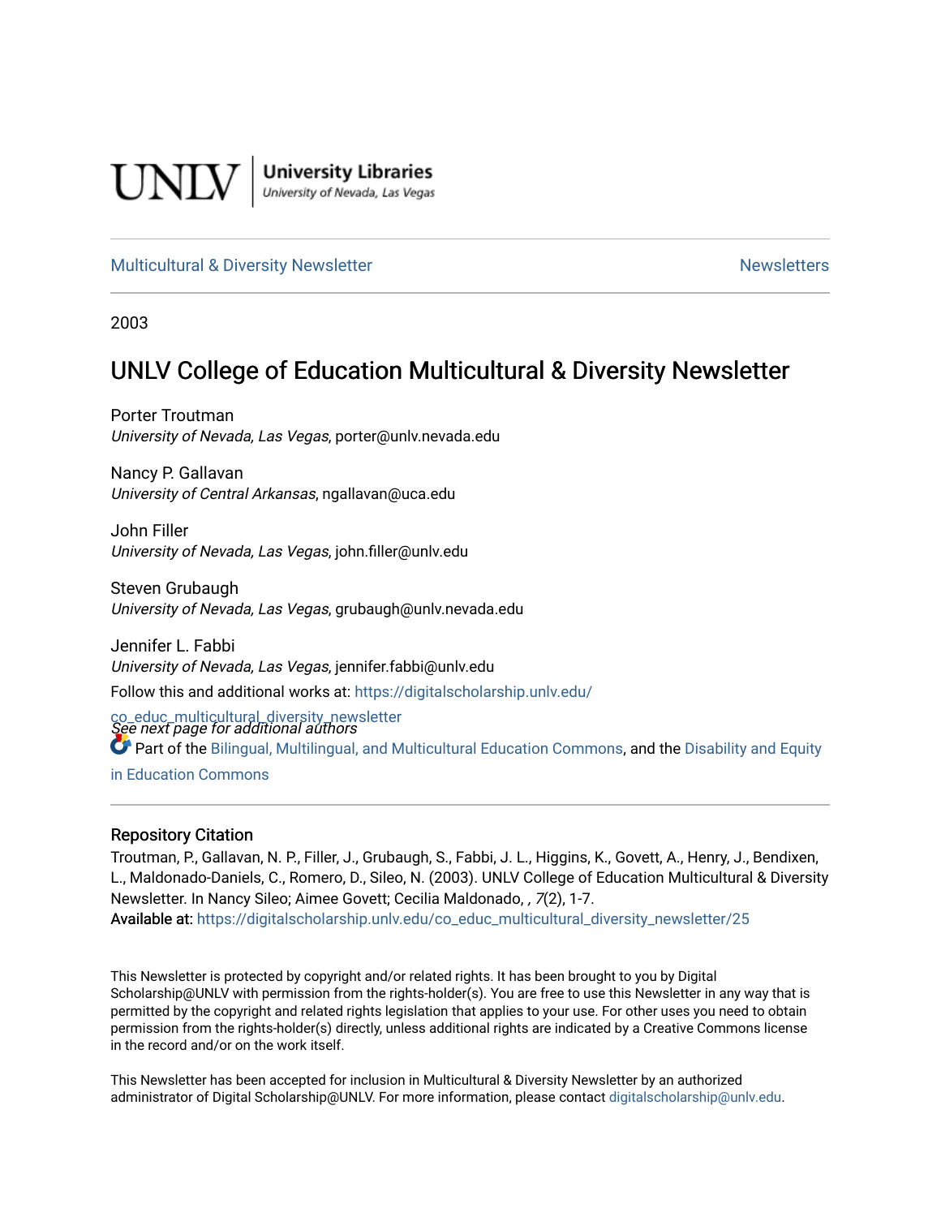UNLV | University Libraries
University of Nevada, Las Vegas

Multicultural & Diversity Newsletter | Newsletters

2003

# UNLV College of Education Multicultural & Diversity Newsletter

Porter Troutman
*University of Nevada, Las Vegas*, porter@unlv.nevada.edu

Nancy P. Gallavan
*University of Central Arkansas*, ngallavan@uca.edu

John Filler
*University of Nevada, Las Vegas*, john.filler@unlv.edu

Steven Grubaugh
*University of Nevada, Las Vegas*, grubaugh@unlv.nevada.edu

Jennifer L. Fabbi
*University of Nevada, Las Vegas*, jennifer.fabbi@unlv.edu

*See next page for additional authors*

Follow this and additional works at: https://digitalscholarship.unlv.edu/co_educ_multicultural_diversity_newsletter

Part of the Bilingual, Multilingual, and Multicultural Education Commons, and the Disability and Equity in Education Commons

## Repository Citation

Troutman, P., Gallavan, N. P., Filler, J., Grubaugh, S., Fabbi, J. L., Higgins, K., Govett, A., Henry, J., Bendixen, L., Maldonado-Daniels, C., Romero, D., Sileo, N. (2003). UNLV College of Education Multicultural & Diversity Newsletter. In Nancy Sileo; Aimee Govett; Cecilia Maldonado, *, 7*(2), 1-7.
**Available at:** https://digitalscholarship.unlv.edu/co_educ_multicultural_diversity_newsletter/25

This Newsletter is protected by copyright and/or related rights. It has been brought to you by Digital Scholarship@UNLV with permission from the rights-holder(s). You are free to use this Newsletter in any way that is permitted by the copyright and related rights legislation that applies to your use. For other uses you need to obtain permission from the rights-holder(s) directly, unless additional rights are indicated by a Creative Commons license in the record and/or on the work itself.

This Newsletter has been accepted for inclusion in Multicultural & Diversity Newsletter by an authorized administrator of Digital Scholarship@UNLV. For more information, please contact digitalscholarship@unlv.edu.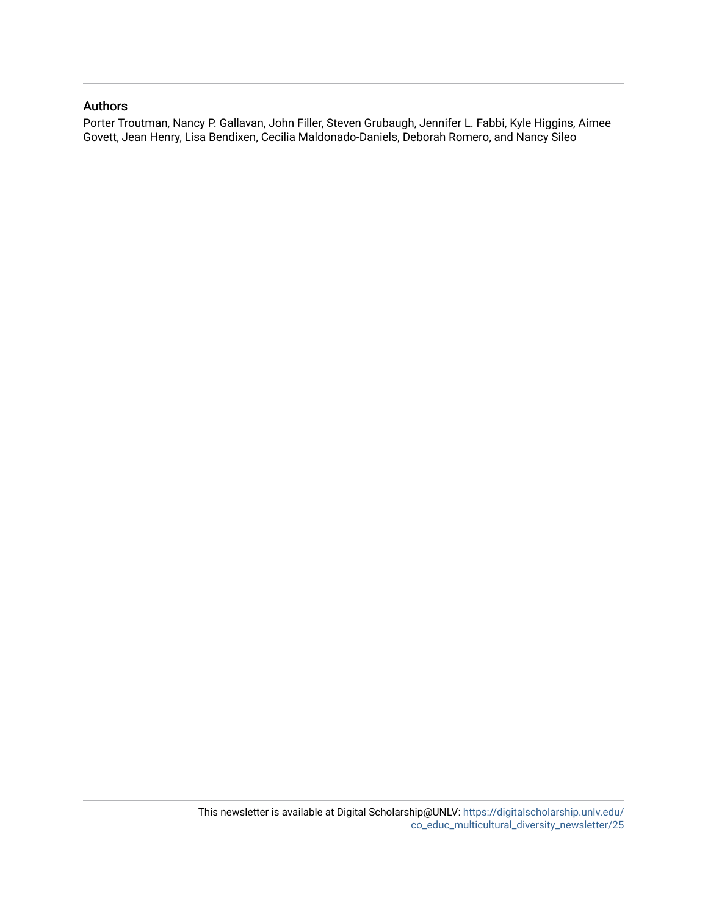## Authors

Porter Troutman, Nancy P. Gallavan, John Filler, Steven Grubaugh, Jennifer L. Fabbi, Kyle Higgins, Aimee Govett, Jean Henry, Lisa Bendixen, Cecilia Maldonado-Daniels, Deborah Romero, and Nancy Sileo

This newsletter is available at Digital Scholarship@UNLV: https://digitalscholarship.unlv.edu/co_educ_multicultural_diversity_newsletter/25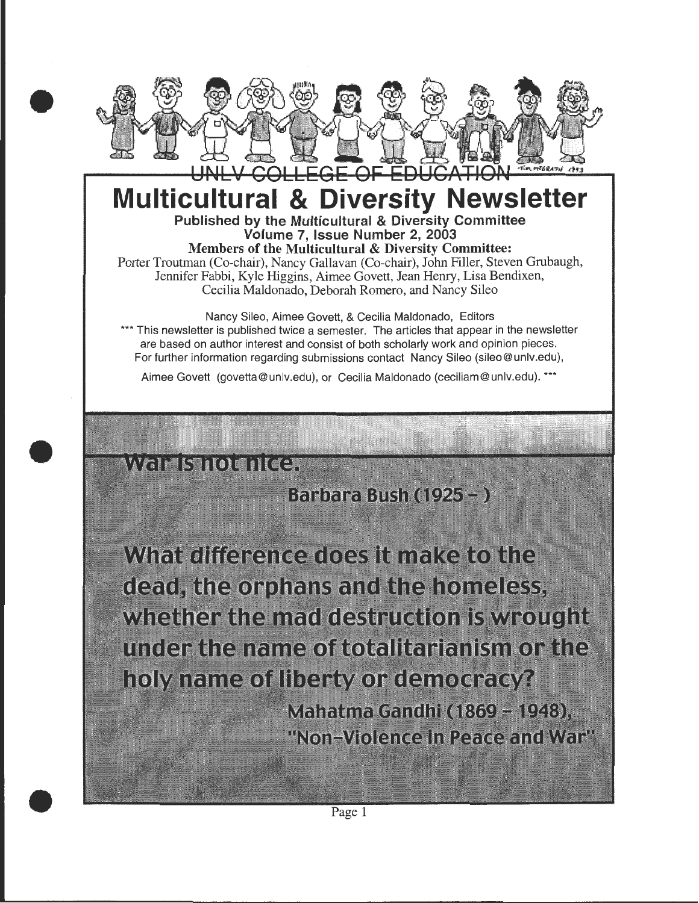UNLV COLLEGE OF EDUCATION

# Multicultural & Diversity Newsletter

**Published by the Multicultural & Diversity Committee**
**Volume 7, Issue Number 2, 2003**
**Members of the Multicultural & Diversity Committee:**
Porter Troutman (Co-chair), Nancy Gallavan (Co-chair), John Filler, Steven Grubaugh, Jennifer Fabbi, Kyle Higgins, Aimee Govett, Jean Henry, Lisa Bendixen, Cecilia Maldonado, Deborah Romero, and Nancy Sileo

Nancy Sileo, Aimee Govett, & Cecilia Maldonado, Editors

*** This newsletter is published twice a semester. The articles that appear in the newsletter are based on author interest and consist of both scholarly work and opinion pieces. For further information regarding submissions contact Nancy Sileo (sileo@unlv.edu), Aimee Govett (govetta@unlv.edu), or Cecilia Maldonado (ceciliam@unlv.edu). ***

**War is not nice.**

**Barbara Bush (1925 – )**

**What difference does it make to the dead, the orphans and the homeless, whether the mad destruction is wrought under the name of totalitarianism or the holy name of liberty or democracy?**

**Mahatma Gandhi (1869 – 1948), "Non-Violence in Peace and War"**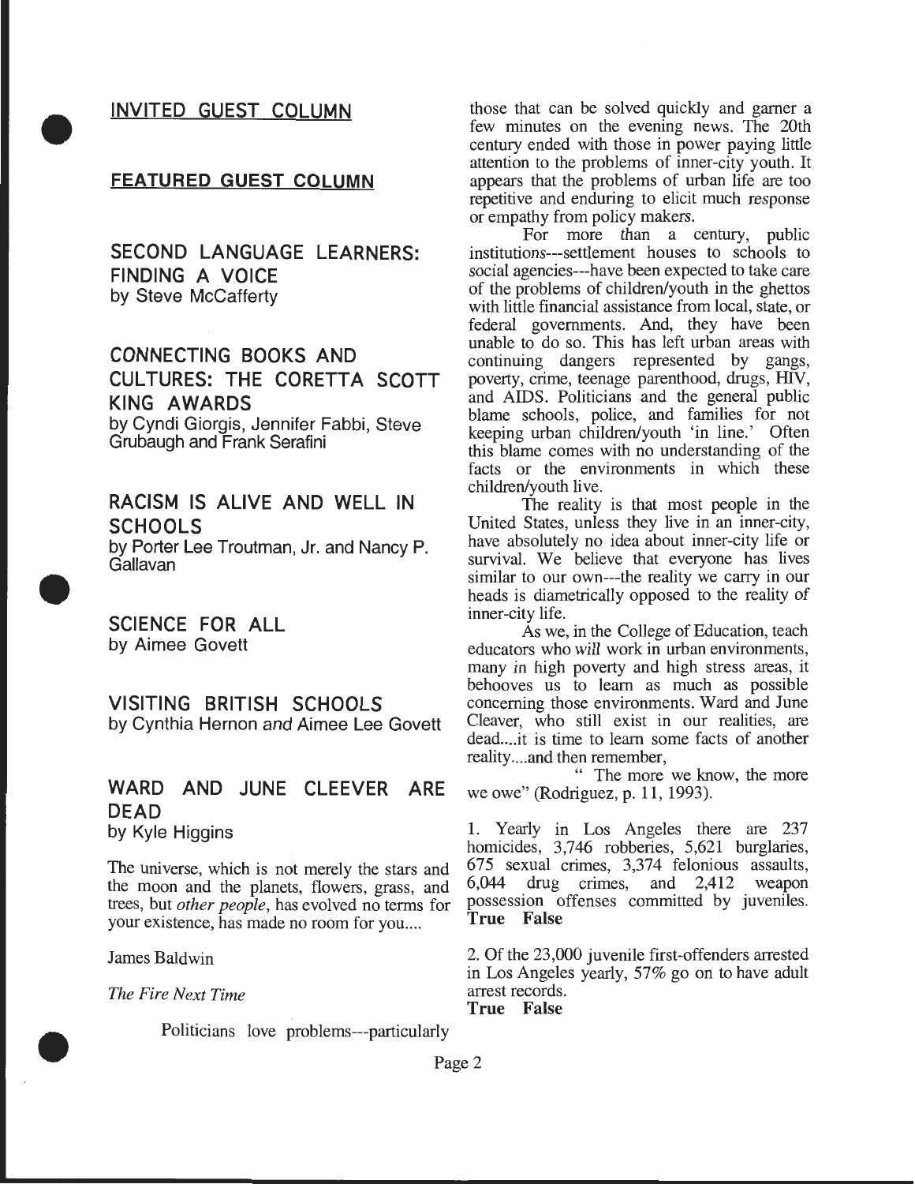## INVITED GUEST COLUMN

## FEATURED GUEST COLUMN

### SECOND LANGUAGE LEARNERS: FINDING A VOICE
by Steve McCafferty

### CONNECTING BOOKS AND CULTURES: THE CORETTA SCOTT KING AWARDS
by Cyndi Giorgis, Jennifer Fabbi, Steve Grubaugh and Frank Serafini

### RACISM IS ALIVE AND WELL IN SCHOOLS
by Porter Lee Troutman, Jr. and Nancy P. Gallavan

### SCIENCE FOR ALL
by Aimee Govett

### VISITING BRITISH SCHOOLS
by Cynthia Hernon and Aimee Lee Govett

### WARD AND JUNE CLEEVER ARE DEAD
by Kyle Higgins

The universe, which is not merely the stars and the moon and the planets, flowers, grass, and trees, but *other people*, has evolved no terms for your existence, has made no room for you....

James Baldwin

*The Fire Next Time*

Politicians love problems---particularly those that can be solved quickly and garner a few minutes on the evening news. The 20th century ended with those in power paying little attention to the problems of inner-city youth. It appears that the problems of urban life are too repetitive and enduring to elicit much response or empathy from policy makers.

For more than a century, public institutions---settlement houses to schools to social agencies---have been expected to take care of the problems of children/youth in the ghettos with little financial assistance from local, state, or federal governments. And, they have been unable to do so. This has left urban areas with continuing dangers represented by gangs, poverty, crime, teenage parenthood, drugs, HIV, and AIDS. Politicians and the general public blame schools, police, and families for not keeping urban children/youth 'in line.' Often this blame comes with no understanding of the facts or the environments in which these children/youth live.

The reality is that most people in the United States, unless they live in an inner-city, have absolutely no idea about inner-city life or survival. We believe that everyone has lives similar to our own---the reality we carry in our heads is diametrically opposed to the reality of inner-city life.

As we, in the College of Education, teach educators who *will* work in urban environments, many in high poverty and high stress areas, it behooves us to learn as much as possible concerning those environments. Ward and June Cleaver, who still exist in our realities, are dead....it is time to learn some facts of another reality....and then remember,

" The more we know, the more we owe" (Rodriguez, p. 11, 1993).

1. Yearly in Los Angeles there are 237 homicides, 3,746 robberies, 5,621 burglaries, 675 sexual crimes, 3,374 felonious assaults, 6,044 drug crimes, and 2,412 weapon possession offenses committed by juveniles.
**True False**

2. Of the 23,000 juvenile first-offenders arrested in Los Angeles yearly, 57% go on to have adult arrest records.
**True False**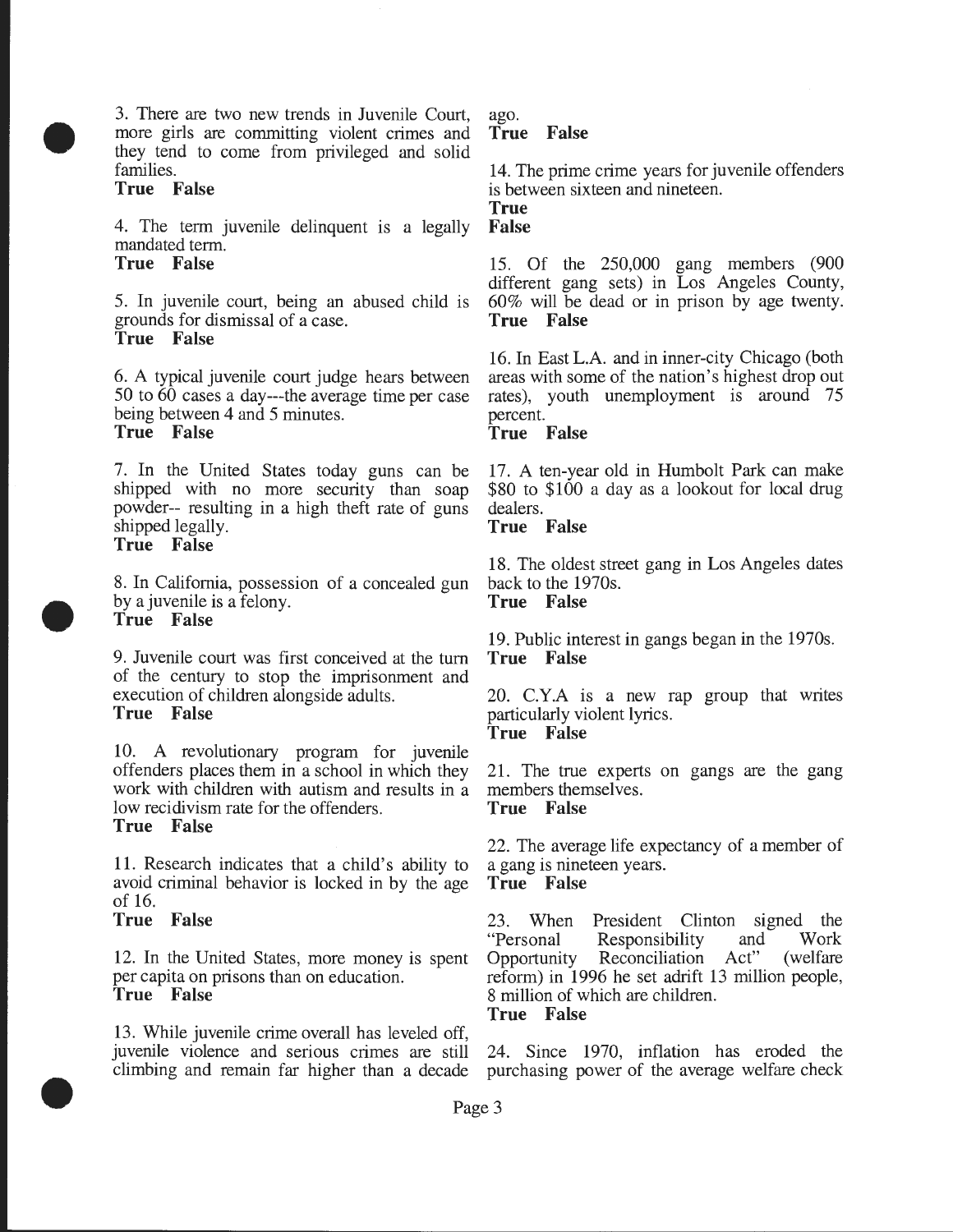3. There are two new trends in Juvenile Court, more girls are committing violent crimes and they tend to come from privileged and solid families.
**True False**

4. The term juvenile delinquent is a legally mandated term.
**True False**

5. In juvenile court, being an abused child is grounds for dismissal of a case.
**True False**

6. A typical juvenile court judge hears between 50 to 60 cases a day---the average time per case being between 4 and 5 minutes.
**True False**

7. In the United States today guns can be shipped with no more security than soap powder-- resulting in a high theft rate of guns shipped legally.
**True False**

8. In California, possession of a concealed gun by a juvenile is a felony.
**True False**

9. Juvenile court was first conceived at the turn of the century to stop the imprisonment and execution of children alongside adults.
**True False**

10. A revolutionary program for juvenile offenders places them in a school in which they work with children with autism and results in a low recidivism rate for the offenders.
**True False**

11. Research indicates that a child's ability to avoid criminal behavior is locked in by the age of 16.
**True False**

12. In the United States, more money is spent per capita on prisons than on education.
**True False**

13. While juvenile crime overall has leveled off, juvenile violence and serious crimes are still climbing and remain far higher than a decade ago.
**True False**

14. The prime crime years for juvenile offenders is between sixteen and nineteen.
**True**
**False**

15. Of the 250,000 gang members (900 different gang sets) in Los Angeles County, 60% will be dead or in prison by age twenty.
**True False**

16. In East L.A. and in inner-city Chicago (both areas with some of the nation's highest drop out rates), youth unemployment is around 75 percent.
**True False**

17. A ten-year old in Humbolt Park can make $80 to $100 a day as a lookout for local drug dealers.
**True False**

18. The oldest street gang in Los Angeles dates back to the 1970s.
**True False**

19. Public interest in gangs began in the 1970s.
**True False**

20. C.Y.A is a new rap group that writes particularly violent lyrics.
**True False**

21. The true experts on gangs are the gang members themselves.
**True False**

22. The average life expectancy of a member of a gang is nineteen years.
**True False**

23. When President Clinton signed the "Personal Responsibility and Work Opportunity Reconciliation Act" (welfare reform) in 1996 he set adrift 13 million people, 8 million of which are children.
**True False**

24. Since 1970, inflation has eroded the purchasing power of the average welfare check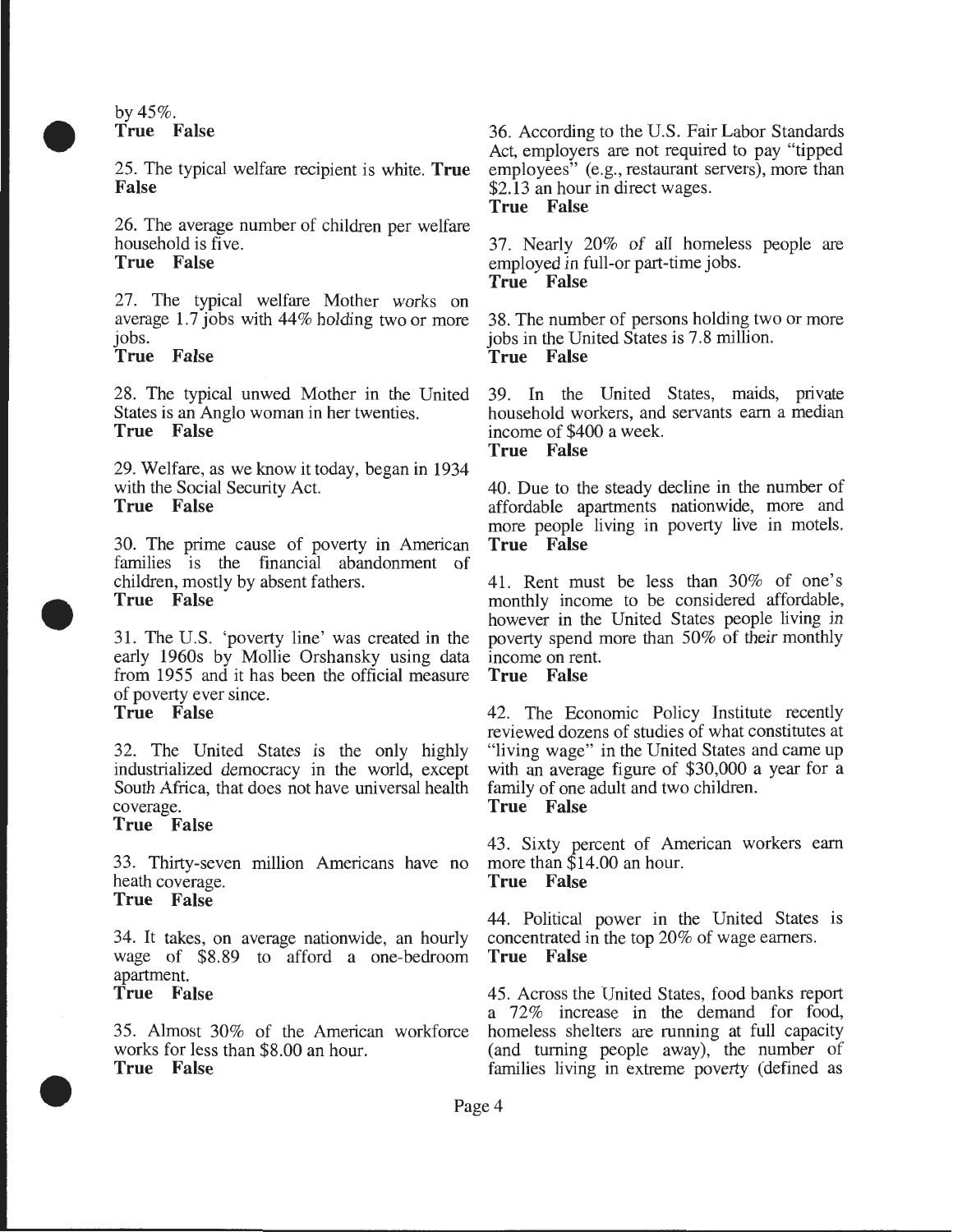by 45%.
**True False**

25. The typical welfare recipient is white. **True False**

26. The average number of children per welfare household is five.
**True False**

27. The typical welfare Mother works on average 1.7 jobs with 44% holding two or more jobs.
**True False**

28. The typical unwed Mother in the United States is an Anglo woman in her twenties.
**True False**

29. Welfare, as we know it today, began in 1934 with the Social Security Act.
**True False**

30. The prime cause of poverty in American families is the financial abandonment of children, mostly by absent fathers.
**True False**

31. The U.S. 'poverty line' was created in the early 1960s by Mollie Orshansky using data from 1955 and it has been the official measure of poverty ever since.
**True False**

32. The United States is the only highly industrialized democracy in the world, except South Africa, that does not have universal health coverage.
**True False**

33. Thirty-seven million Americans have no heath coverage.
**True False**

34. It takes, on average nationwide, an hourly wage of $8.89 to afford a one-bedroom apartment.
**True False**

35. Almost 30% of the American workforce works for less than $8.00 an hour.
**True False**

36. According to the U.S. Fair Labor Standards Act, employers are not required to pay "tipped employees" (e.g., restaurant servers), more than $2.13 an hour in direct wages.
**True False**

37. Nearly 20% of all homeless people are employed in full-or part-time jobs.
**True False**

38. The number of persons holding two or more jobs in the United States is 7.8 million.
**True False**

39. In the United States, maids, private household workers, and servants earn a median income of $400 a week.
**True False**

40. Due to the steady decline in the number of affordable apartments nationwide, more and more people living in poverty live in motels.
**True False**

41. Rent must be less than 30% of one's monthly income to be considered affordable, however in the United States people living in poverty spend more than 50% of their monthly income on rent.
**True False**

42. The Economic Policy Institute recently reviewed dozens of studies of what constitutes at "living wage" in the United States and came up with an average figure of $30,000 a year for a family of one adult and two children.
**True False**

43. Sixty percent of American workers earn more than $14.00 an hour.
**True False**

44. Political power in the United States is concentrated in the top 20% of wage earners.
**True False**

45. Across the United States, food banks report a 72% increase in the demand for food, homeless shelters are running at full capacity (and turning people away), the number of families living in extreme poverty (defined as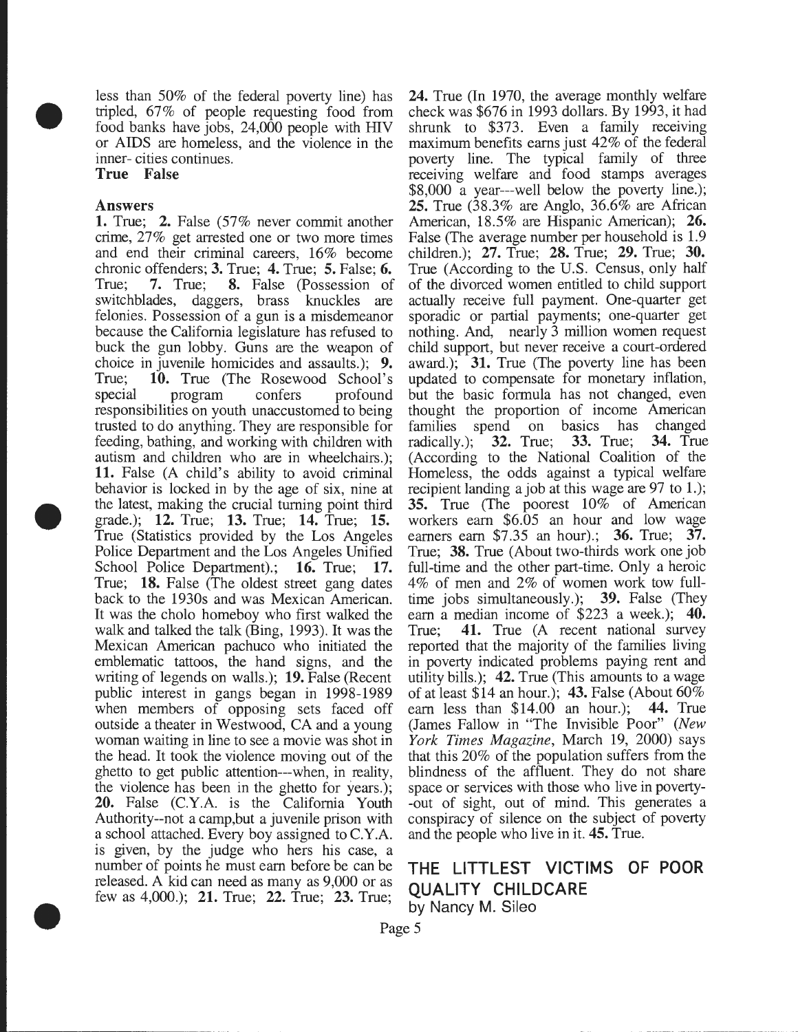less than 50% of the federal poverty line) has tripled, 67% of people requesting food from food banks have jobs, 24,000 people with HIV or AIDS are homeless, and the violence in the inner- cities continues.

**True False**

**Answers**

**1.** True; **2.** False (57% never commit another crime, 27% get arrested one or two more times and end their criminal careers, 16% become chronic offenders; **3.** True; **4.** True; **5.** False; **6.** True; **7.** True; **8.** False (Possession of switchblades, daggers, brass knuckles are felonies. Possession of a gun is a misdemeanor because the California legislature has refused to buck the gun lobby. Guns are the weapon of choice in juvenile homicides and assaults.); **9.** True; **10.** True (The Rosewood School's special program confers profound responsibilities on youth unaccustomed to being trusted to do anything. They are responsible for feeding, bathing, and working with children with autism and children who are in wheelchairs.); **11.** False (A child's ability to avoid criminal behavior is locked in by the age of six, nine at the latest, making the crucial turning point third grade.); **12.** True; **13.** True; **14.** True; **15.** True (Statistics provided by the Los Angeles Police Department and the Los Angeles Unified School Police Department).; **16.** True; **17.** True; **18.** False (The oldest street gang dates back to the 1930s and was Mexican American. It was the cholo homeboy who first walked the walk and talked the talk (Bing, 1993). It was the Mexican American pachuco who initiated the emblematic tattoos, the hand signs, and the writing of legends on walls.); **19.** False (Recent public interest in gangs began in 1998-1989 when members of opposing sets faced off outside a theater in Westwood, CA and a young woman waiting in line to see a movie was shot in the head. It took the violence moving out of the ghetto to get public attention---when, in reality, the violence has been in the ghetto for years.); **20.** False (C.Y.A. is the California Youth Authority--not a camp,but a juvenile prison with a school attached. Every boy assigned to C.Y.A. is given, by the judge who hers his case, a number of points he must earn before be can be released. A kid can need as many as 9,000 or as few as 4,000.); **21.** True; **22.** True; **23.** True; **24.** True (In 1970, the average monthly welfare check was $676 in 1993 dollars. By 1993, it had shrunk to $373. Even a family receiving maximum benefits earns just 42% of the federal poverty line. The typical family of three receiving welfare and food stamps averages $8,000 a year---well below the poverty line.); **25.** True (38.3% are Anglo, 36.6% are African American, 18.5% are Hispanic American); **26.** False (The average number per household is 1.9 children.); **27.** True; **28.** True; **29.** True; **30.** True (According to the U.S. Census, only half of the divorced women entitled to child support actually receive full payment. One-quarter get sporadic or partial payments; one-quarter get nothing. And, nearly 3 million women request child support, but never receive a court-ordered award.); **31.** True (The poverty line has been updated to compensate for monetary inflation, but the basic formula has not changed, even thought the proportion of income American families spend on basics has changed radically.); **32.** True; **33.** True; **34.** True (According to the National Coalition of the Homeless, the odds against a typical welfare recipient landing a job at this wage are 97 to 1.); **35.** True (The poorest 10% of American workers earn $6.05 an hour and low wage earners earn $7.35 an hour).; **36.** True; **37.** True; **38.** True (About two-thirds work one job full-time and the other part-time. Only a heroic 4% of men and 2% of women work tow full-time jobs simultaneously.); **39.** False (They earn a median income of $223 a week.); **40.** True; **41.** True (A recent national survey reported that the majority of the families living in poverty indicated problems paying rent and utility bills.); **42.** True (This amounts to a wage of at least $14 an hour.); **43.** False (About 60% earn less than $14.00 an hour.); **44.** True (James Fallow in "The Invisible Poor" (*New York Times Magazine*, March 19, 2000) says that this 20% of the population suffers from the blindness of the affluent. They do not share space or services with those who live in poverty--out of sight, out of mind. This generates a conspiracy of silence on the subject of poverty and the people who live in it. **45.** True.

## THE LITTLEST VICTIMS OF POOR QUALITY CHILDCARE

by Nancy M. Sileo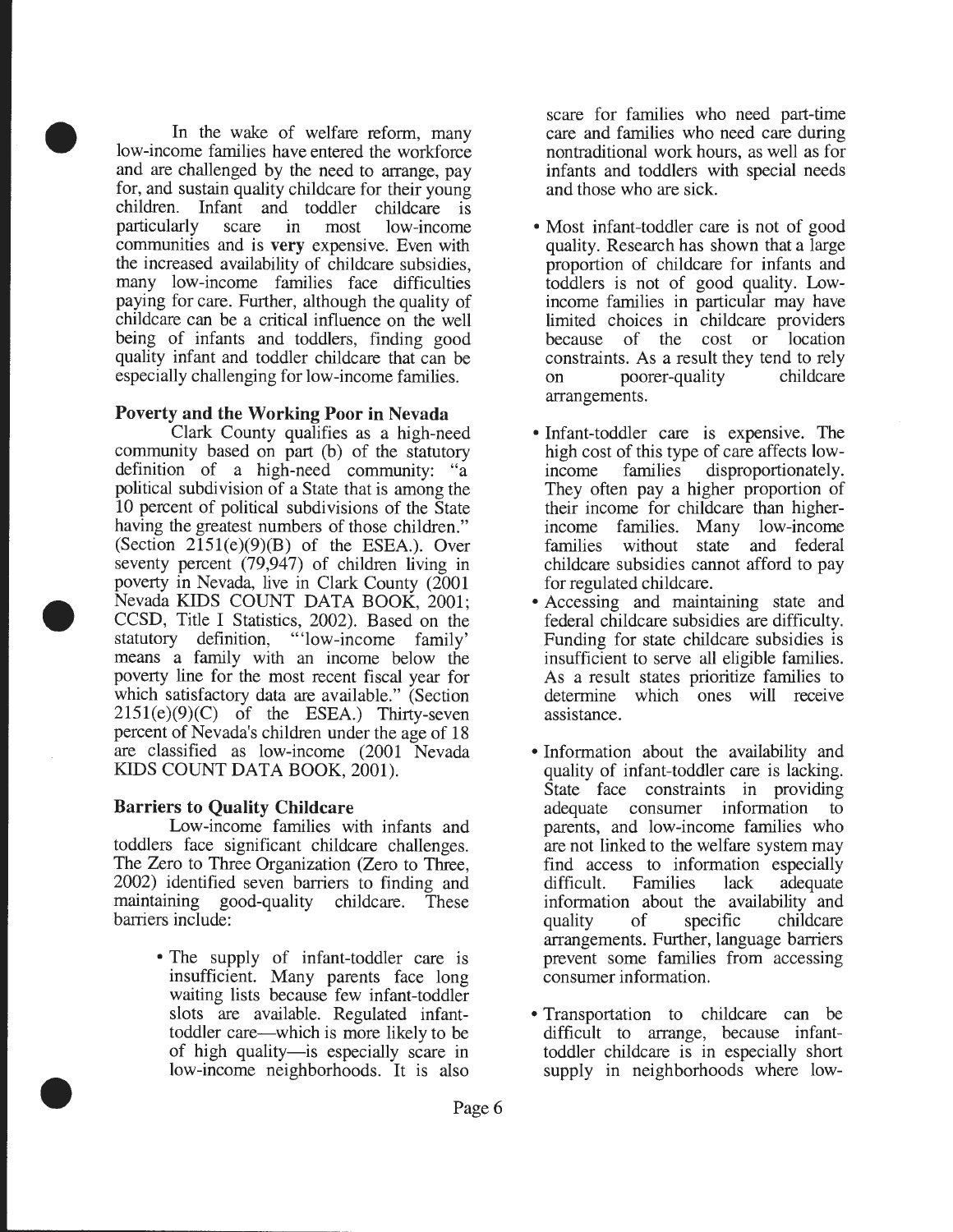In the wake of welfare reform, many low-income families have entered the workforce and are challenged by the need to arrange, pay for, and sustain quality childcare for their young children. Infant and toddler childcare is particularly scare in most low-income communities and is **very** expensive. Even with the increased availability of childcare subsidies, many low-income families face difficulties paying for care. Further, although the quality of childcare can be a critical influence on the well being of infants and toddlers, finding good quality infant and toddler childcare that can be especially challenging for low-income families.

**Poverty and the Working Poor in Nevada**

Clark County qualifies as a high-need community based on part (b) of the statutory definition of a high-need community: "a political subdivision of a State that is among the 10 percent of political subdivisions of the State having the greatest numbers of those children." (Section 2151(e)(9)(B) of the ESEA.). Over seventy percent (79,947) of children living in poverty in Nevada, live in Clark County (2001 Nevada KIDS COUNT DATA BOOK, 2001; CCSD, Title I Statistics, 2002). Based on the statutory definition, "'low-income family' means a family with an income below the poverty line for the most recent fiscal year for which satisfactory data are available." (Section 2151(e)(9)(C) of the ESEA.) Thirty-seven percent of Nevada's children under the age of 18 are classified as low-income (2001 Nevada KIDS COUNT DATA BOOK, 2001).

**Barriers to Quality Childcare**

Low-income families with infants and toddlers face significant childcare challenges. The Zero to Three Organization (Zero to Three, 2002) identified seven barriers to finding and maintaining good-quality childcare. These barriers include:

- The supply of infant-toddler care is insufficient. Many parents face long waiting lists because few infant-toddler slots are available. Regulated infant-toddler care—which is more likely to be of high quality—is especially scare in low-income neighborhoods. It is also scare for families who need part-time care and families who need care during nontraditional work hours, as well as for infants and toddlers with special needs and those who are sick.

- Most infant-toddler care is not of good quality. Research has shown that a large proportion of childcare for infants and toddlers is not of good quality. Low-income families in particular may have limited choices in childcare providers because of the cost or location constraints. As a result they tend to rely on poorer-quality childcare arrangements.

- Infant-toddler care is expensive. The high cost of this type of care affects low-income families disproportionately. They often pay a higher proportion of their income for childcare than higher-income families. Many low-income families without state and federal childcare subsidies cannot afford to pay for regulated childcare.
- Accessing and maintaining state and federal childcare subsidies are difficulty. Funding for state childcare subsidies is insufficient to serve all eligible families. As a result states prioritize families to determine which ones will receive assistance.

- Information about the availability and quality of infant-toddler care is lacking. State face constraints in providing adequate consumer information to parents, and low-income families who are not linked to the welfare system may find access to information especially difficult. Families lack adequate information about the availability and quality of specific childcare arrangements. Further, language barriers prevent some families from accessing consumer information.

- Transportation to childcare can be difficult to arrange, because infant-toddler childcare is in especially short supply in neighborhoods where low-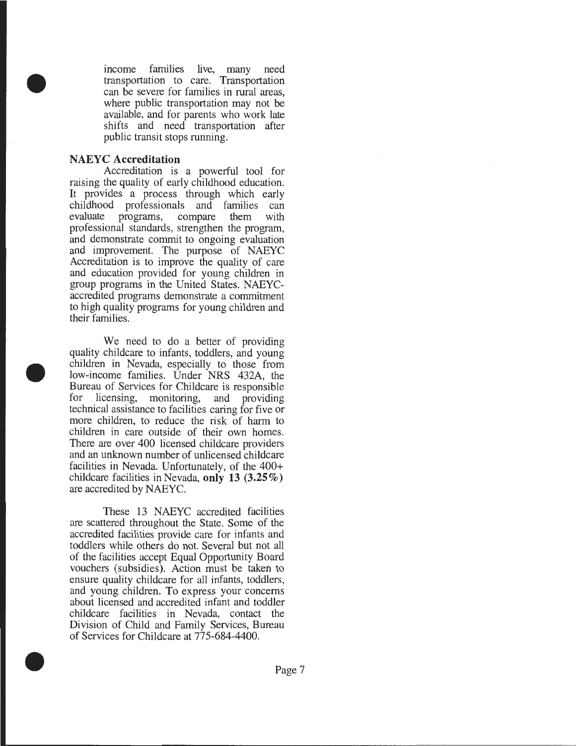income families live, many need transportation to care. Transportation can be severe for families in rural areas, where public transportation may not be available, and for parents who work late shifts and need transportation after public transit stops running.

## NAEYC Accreditation

Accreditation is a powerful tool for raising the quality of early childhood education. It provides a process through which early childhood professionals and families can evaluate programs, compare them with professional standards, strengthen the program, and demonstrate commit to ongoing evaluation and improvement. The purpose of NAEYC Accreditation is to improve the quality of care and education provided for young children in group programs in the United States. NAEYC-accredited programs demonstrate a commitment to high quality programs for young children and their families.

We need to do a better of providing quality childcare to infants, toddlers, and young children in Nevada, especially to those from low-income families. Under NRS 432A, the Bureau of Services for Childcare is responsible for licensing, monitoring, and providing technical assistance to facilities caring for five or more children, to reduce the risk of harm to children in care outside of their own homes. There are over 400 licensed childcare providers and an unknown number of unlicensed childcare facilities in Nevada. Unfortunately, of the 400+ childcare facilities in Nevada, **only 13 (3.25%)** are accredited by NAEYC.

These 13 NAEYC accredited facilities are scattered throughout the State. Some of the accredited facilities provide care for infants and toddlers while others do not. Several but not all of the facilities accept Equal Opportunity Board vouchers (subsidies). Action must be taken to ensure quality childcare for all infants, toddlers, and young children. To express your concerns about licensed and accredited infant and toddler childcare facilities in Nevada, contact the Division of Child and Family Services, Bureau of Services for Childcare at 775-684-4400.